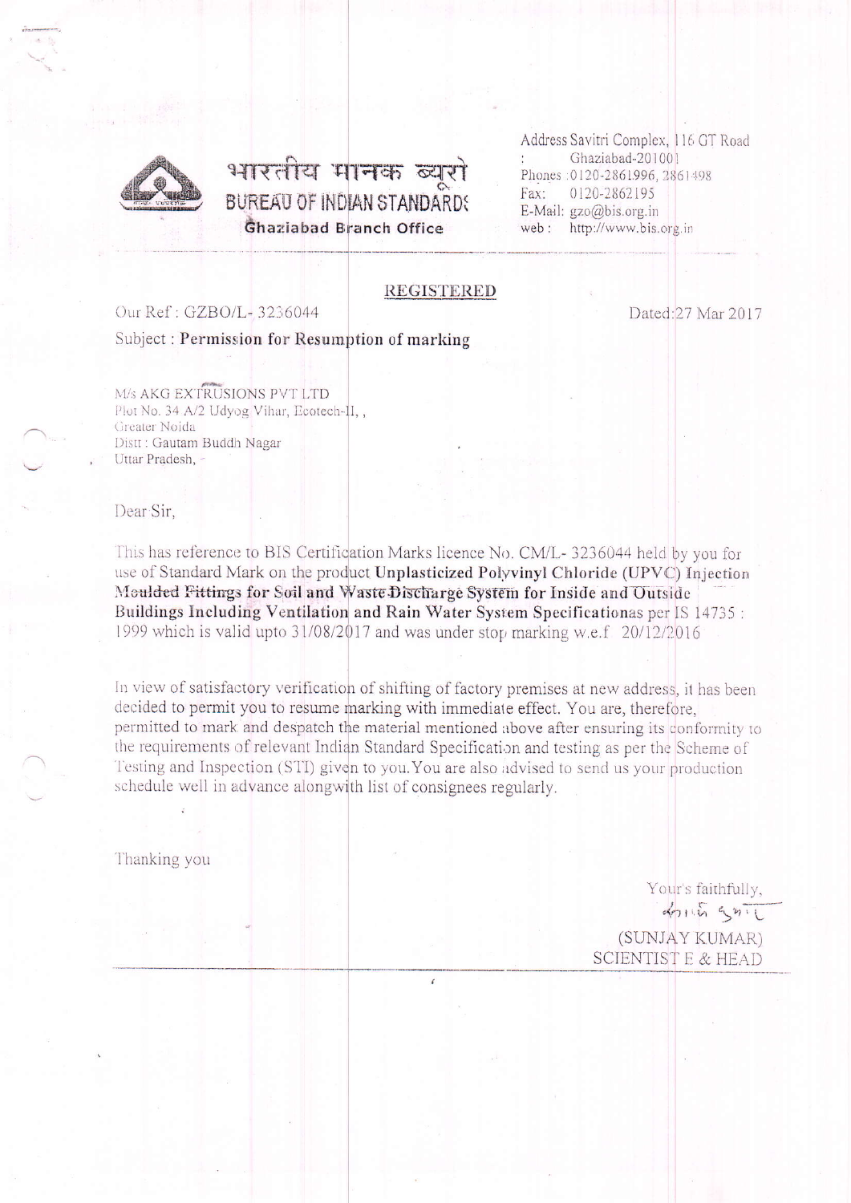भारतीय मानक ब्यूरो
BUREAU OF INDIAN STANDARDS
**Ghaziabad Branch Office**

Address : Savitri Complex, 116 GT Road
Ghaziabad-201001
Phones : 0120-2861996, 2861498
Fax: 0120-2862195
E-Mail: gzo@bis.org.in
web : http://www.bis.org.in

**REGISTERED**

Our Ref : GZBO/L- 3236044

Dated:27 Mar 2017

Subject : **Permission for Resumption of marking**

M/s AKG EXTRUSIONS PVT LTD
Plot No. 34 A/2 Udyog Vihar, Ecotech-II, ,
Greater Noida
Distt : Gautam Buddh Nagar
Uttar Pradesh, -

Dear Sir,

This has reference to BIS Certification Marks licence No. CM/L- 3236044 held by you for use of Standard Mark on the product **Unplasticized Polyvinyl Chloride (UPVC) Injection Moulded Fittings for Soil and Waste Discharge System for Inside and Outside Buildings Including Ventilation and Rain Water System Specificationas** per IS 14735 : 1999 which is valid upto 31/08/2017 and was under stop marking w.e.f 20/12/2016

In view of satisfactory verification of shifting of factory premises at new address, it has been decided to permit you to resume marking with immediate effect. You are, therefore, permitted to mark and despatch the material mentioned above after ensuring its conformity to the requirements of relevant Indian Standard Specification and testing as per the Scheme of Testing and Inspection (STI) given to you. You are also advised to send us your production schedule well in advance alongwith list of consignees regularly.

Thanking you

Your's faithfully,

(SUNJAY KUMAR)
SCIENTIST E & HEAD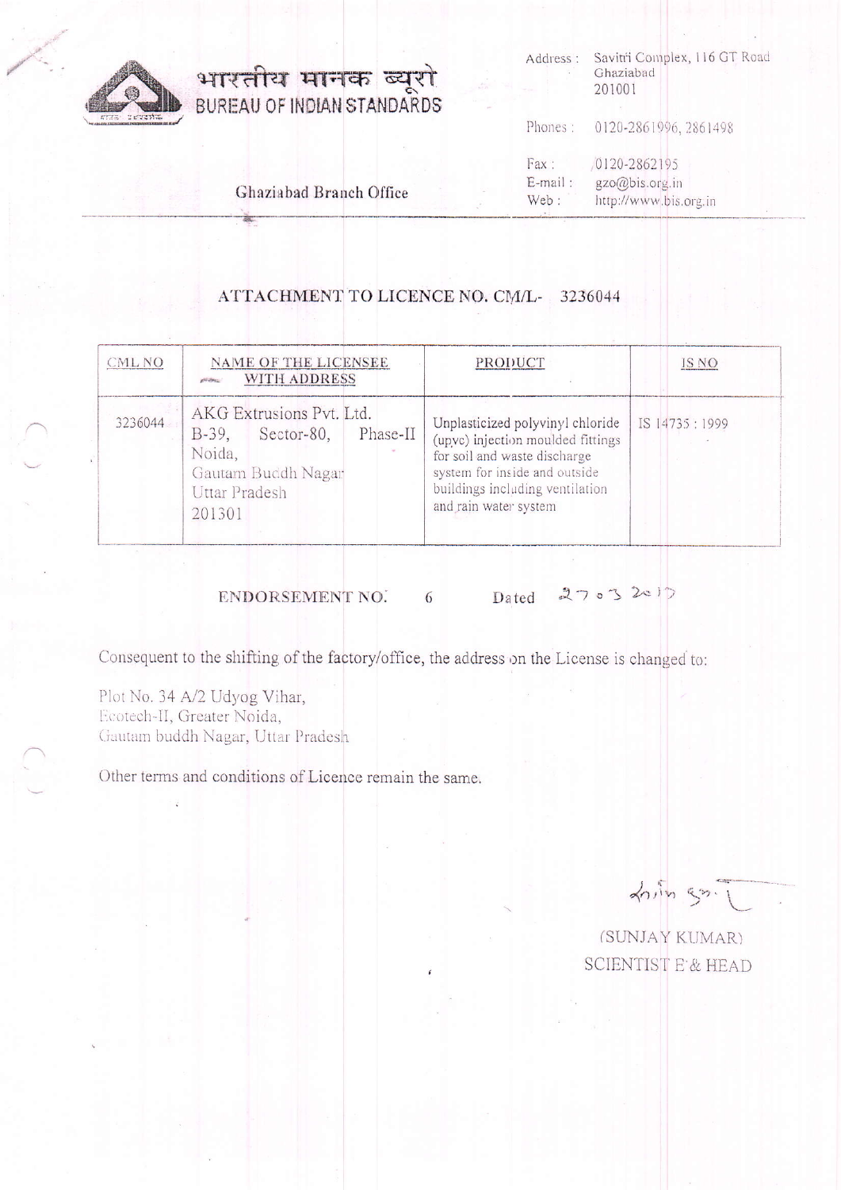भारतीय मानक ब्यूरो
BUREAU OF INDIAN STANDARDS

Ghaziabad Branch Office

Address : Savitri Complex, 116 GT Road
Ghaziabad
201001

Phones : 0120-2861996, 2861498

Fax : 0120-2862195
E-mail : gzo@bis.org.in
Web : http://www.bis.org.in

## ATTACHMENT TO LICENCE NO. CM/L- 3236044

| CML NO | NAME OF THE LICENSEE WITH ADDRESS | PRODUCT | IS NO |
|---|---|---|---|
| 3236044 | AKG Extrusions Pvt. Ltd. B-39, Sector-80, Phase-II Noida, Gautam Buddh Nagar Uttar Pradesh 201301 | Unplasticized polyvinyl chloride (upvc) injection moulded fittings for soil and waste discharge system for inside and outside buildings including ventilation and rain water system | IS 14735 : 1999 |

ENDORSEMENT NO: 6 Dated 27 03 2017

Consequent to the shifting of the factory/office, the address on the License is changed to:

Plot No. 34 A/2 Udyog Vihar,
Ecotech-II, Greater Noida,
Gautam buddh Nagar, Uttar Pradesh

Other terms and conditions of Licence remain the same.

(SUNJAY KUMAR)
SCIENTIST E & HEAD